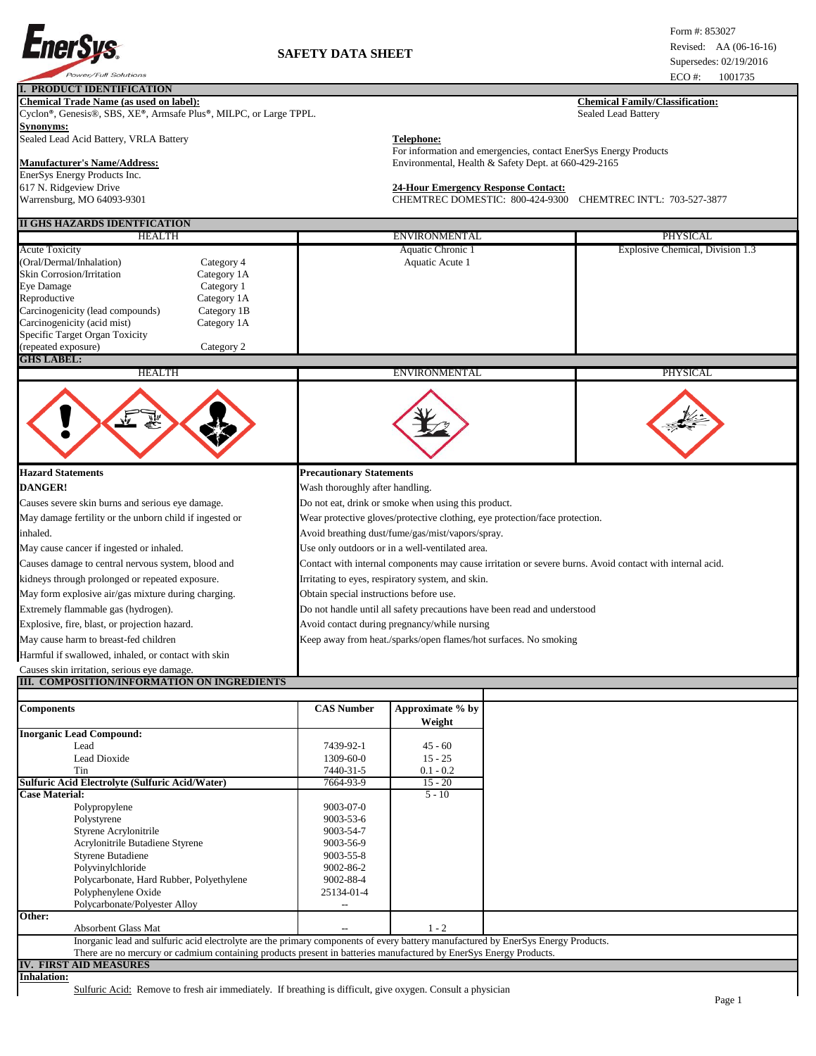EnerSys®
Power/Full Solutions

# SAFETY DATA SHEET

Form #: 853027
Revised: AA (06-16-16)
Supersedes: 02/19/2016
ECO #: 1001735

## I. PRODUCT IDENTIFICATION

**Chemical Trade Name (as used on label):**
Cyclon®, Genesis®, SBS, XE®, Armsafe Plus®, MILPC, or Large TPPL.

**Chemical Family/Classification:**
Sealed Lead Battery

**Synonyms:**
Sealed Lead Acid Battery, VRLA Battery

**Telephone:**
For information and emergencies, contact EnerSys Energy Products Environmental, Health & Safety Dept. at 660-429-2165

**Manufacturer's Name/Address:**
EnerSys Energy Products Inc.
617 N. Ridgeview Drive
Warrensburg, MO 64093-9301

**24-Hour Emergency Response Contact:**
CHEMTREC DOMESTIC: 800-424-9300 CHEMTREC INT'L: 703-527-3877

## II GHS HAZARDS IDENTFICATION

| HEALTH | | ENVIRONMENTAL | PHYSICAL |
|---|---|---|---|
| Acute Toxicity | | Aquatic Chronic 1 | Explosive Chemical, Division 1.3 |
| (Oral/Dermal/Inhalation) | Category 4 | Aquatic Acute 1 | |
| Skin Corrosion/Irritation | Category 1A | | |
| Eye Damage | Category 1 | | |
| Reproductive | Category 1A | | |
| Carcinogenicity (lead compounds) | Category 1B | | |
| Carcinogenicity (acid mist) | Category 1A | | |
| Specific Target Organ Toxicity | | | |
| (repeated exposure) | Category 2 | | |

**GHS LABEL:**

| HEALTH | ENVIRONMENTAL | PHYSICAL |
|---|---|---|
| | | |

**Hazard Statements**

**DANGER!**

Causes severe skin burns and serious eye damage.
May damage fertility or the unborn child if ingested or inhaled.
May cause cancer if ingested or inhaled.
Causes damage to central nervous system, blood and kidneys through prolonged or repeated exposure.
May form explosive air/gas mixture during charging.
Extremely flammable gas (hydrogen).
Explosive, fire, blast, or projection hazard.
May cause harm to breast-fed children
Harmful if swallowed, inhaled, or contact with skin
Causes skin irritation, serious eye damage.

**Precautionary Statements**

Wash thoroughly after handling.
Do not eat, drink or smoke when using this product.
Wear protective gloves/protective clothing, eye protection/face protection.
Avoid breathing dust/fume/gas/mist/vapors/spray.
Use only outdoors or in a well-ventilated area.
Contact with internal components may cause irritation or severe burns. Avoid contact with internal acid.
Irritating to eyes, respiratory system, and skin.
Obtain special instructions before use.
Do not handle until all safety precautions have been read and understood
Avoid contact during pregnancy/while nursing
Keep away from heat./sparks/open flames/hot surfaces. No smoking

## III. COMPOSITION/INFORMATION ON INGREDIENTS

| Components | CAS Number | Approximate % by Weight |
|---|---|---|
| **Inorganic Lead Compound:** | | |
| Lead | 7439-92-1 | 45 - 60 |
| Lead Dioxide | 1309-60-0 | 15 - 25 |
| Tin | 7440-31-5 | 0.1 - 0.2 |
| **Sulfuric Acid Electrolyte (Sulfuric Acid/Water)** | 7664-93-9 | 15 - 20 |
| **Case Material:** | | 5 - 10 |
| Polypropylene | 9003-07-0 | |
| Polystyrene | 9003-53-6 | |
| Styrene Acrylonitrile | 9003-54-7 | |
| Acrylonitrile Butadiene Styrene | 9003-56-9 | |
| Styrene Butadiene | 9003-55-8 | |
| Polyvinylchloride | 9002-86-2 | |
| Polycarbonate, Hard Rubber, Polyethylene | 9002-88-4 | |
| Polyphenylene Oxide | 25134-01-4 | |
| Polycarbonate/Polyester Alloy | -- | |
| **Other:** | | |
| Absorbent Glass Mat | -- | 1 - 2 |

Inorganic lead and sulfuric acid electrolyte are the primary components of every battery manufactured by EnerSys Energy Products.
There are no mercury or cadmium containing products present in batteries manufactured by EnerSys Energy Products.

## IV. FIRST AID MEASURES

**Inhalation:**

Sulfuric Acid: Remove to fresh air immediately. If breathing is difficult, give oxygen. Consult a physician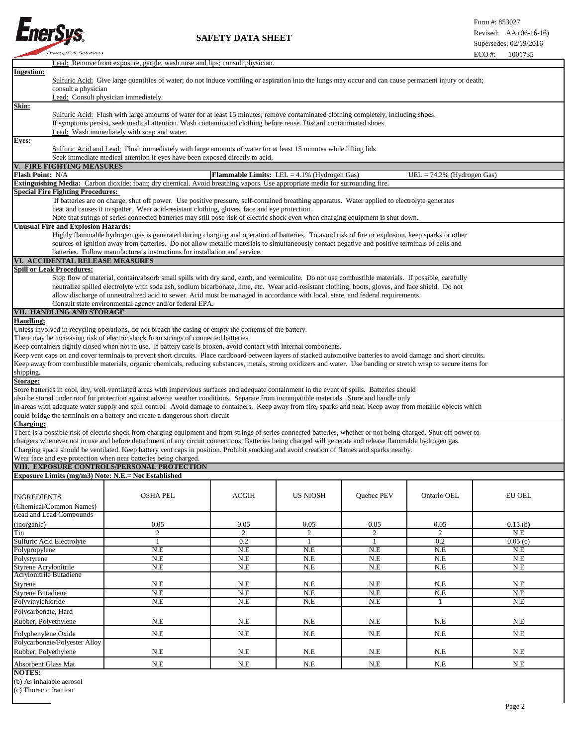Lead: Remove from exposure, gargle, wash nose and lips; consult physician.

**Ingestion:**

Sulfuric Acid: Give large quantities of water; do not induce vomiting or aspiration into the lungs may occur and can cause permanent injury or death; consult a physician

Lead: Consult physician immediately.

**Skin:**

Sulfuric Acid: Flush with large amounts of water for at least 15 minutes; remove contaminated clothing completely, including shoes. If symptoms persist, seek medical attention. Wash contaminated clothing before reuse. Discard contaminated shoes

Lead: Wash immediately with soap and water.

**Eyes:**

Sulfuric Acid and Lead: Flush immediately with large amounts of water for at least 15 minutes while lifting lids. Seek immediate medical attention if eyes have been exposed directly to acid.

## V. FIRE FIGHTING MEASURES

**Flash Point:** N/A    **Flammable Limits:** LEL = 4.1% (Hydrogen Gas)    UEL = 74.2% (Hydrogen Gas)

**Extinguishing Media:** Carbon dioxide; foam; dry chemical. Avoid breathing vapors. Use appropriate media for surrounding fire.

**Special Fire Fighting Procedures:**

If batteries are on charge, shut off power. Use positive pressure, self-contained breathing apparatus. Water applied to electrolyte generates heat and causes it to spatter. Wear acid-resistant clothing, gloves, face and eye protection.

Note that strings of series connected batteries may still pose risk of electric shock even when charging equipment is shut down.

**Unusual Fire and Explosion Hazards:**

Highly flammable hydrogen gas is generated during charging and operation of batteries. To avoid risk of fire or explosion, keep sparks or other sources of ignition away from batteries. Do not allow metallic materials to simultaneously contact negative and positive terminals of cells and batteries. Follow manufacturer's instructions for installation and service.

## VI. ACCIDENTAL RELEASE MEASURES

**Spill or Leak Procedures:**

Stop flow of material, contain/absorb small spills with dry sand, earth, and vermiculite. Do not use combustible materials. If possible, carefully neutralize spilled electrolyte with soda ash, sodium bicarbonate, lime, etc. Wear acid-resistant clothing, boots, gloves, and face shield. Do not allow discharge of unneutralized acid to sewer. Acid must be managed in accordance with local, state, and federal requirements.

Consult state environmental agency and/or federal EPA.

## VII. HANDLING AND STORAGE

**Handling:**

Unless involved in recycling operations, do not breach the casing or empty the contents of the battery.

There may be increasing risk of electric shock from strings of connected batteries

Keep containers tightly closed when not in use. If battery case is broken, avoid contact with internal components.

Keep vent caps on and cover terminals to prevent short circuits. Place cardboard between layers of stacked automotive batteries to avoid damage and short circuits.

Keep away from combustible materials, organic chemicals, reducing substances, metals, strong oxidizers and water. Use banding or stretch wrap to secure items for shipping.

**Storage:**

Store batteries in cool, dry, well-ventilated areas with impervious surfaces and adequate containment in the event of spills. Batteries should also be stored under roof for protection against adverse weather conditions. Separate from incompatible materials. Store and handle only in areas with adequate water supply and spill control. Avoid damage to containers. Keep away from fire, sparks and heat. Keep away from metallic objects which could bridge the terminals on a battery and create a dangerous short-circuit

**Charging:**

There is a possible risk of electric shock from charging equipment and from strings of series connected batteries, whether or not being charged. Shut-off power to chargers whenever not in use and before detachment of any circuit connections. Batteries being charged will generate and release flammable hydrogen gas. Charging space should be ventilated. Keep battery vent caps in position. Prohibit smoking and avoid creation of flames and sparks nearby.

Wear face and eye protection when near batteries being charged.

## VIII. EXPOSURE CONTROLS/PERSONAL PROTECTION

**Exposure Limits (mg/m3) Note: N.E.= Not Established**

| INGREDIENTS (Chemical/Common Names) | OSHA PEL | ACGIH | US NIOSH | Quebec PEV | Ontario OEL | EU OEL |
|---|---|---|---|---|---|---|
| Lead and Lead Compounds (inorganic) | 0.05 | 0.05 | 0.05 | 0.05 | 0.05 | 0.15 (b) |
| Tin | 2 | 2 | 2 | 2 | 2 | N.E |
| Sulfuric Acid Electrolyte | 1 | 0.2 | 1 | 1 | 0.2 | 0.05 (c) |
| Polypropylene | N.E | N.E | N.E | N.E | N.E | N.E |
| Polystyrene | N.E | N.E | N.E | N.E | N.E | N.E |
| Styrene Acrylonitrile | N.E | N.E | N.E | N.E | N.E | N.E |
| Acrylonitrile Butadiene Styrene | N.E | N.E | N.E | N.E | N.E | N.E |
| Styrene Butadiene | N.E | N.E | N.E | N.E | N.E | N.E |
| Polyvinylchloride | N.E | N.E | N.E | N.E | 1 | N.E |
| Polycarbonate, Hard Rubber, Polyethylene | N.E | N.E | N.E | N.E | N.E | N.E |
| Polyphenylene Oxide | N.E | N.E | N.E | N.E | N.E | N.E |
| Polycarbonate/Polyester Alloy Rubber, Polyethylene | N.E | N.E | N.E | N.E | N.E | N.E |
| Absorbent Glass Mat | N.E | N.E | N.E | N.E | N.E | N.E |

**NOTES:**

(b) As inhalable aerosol

(c) Thoracic fraction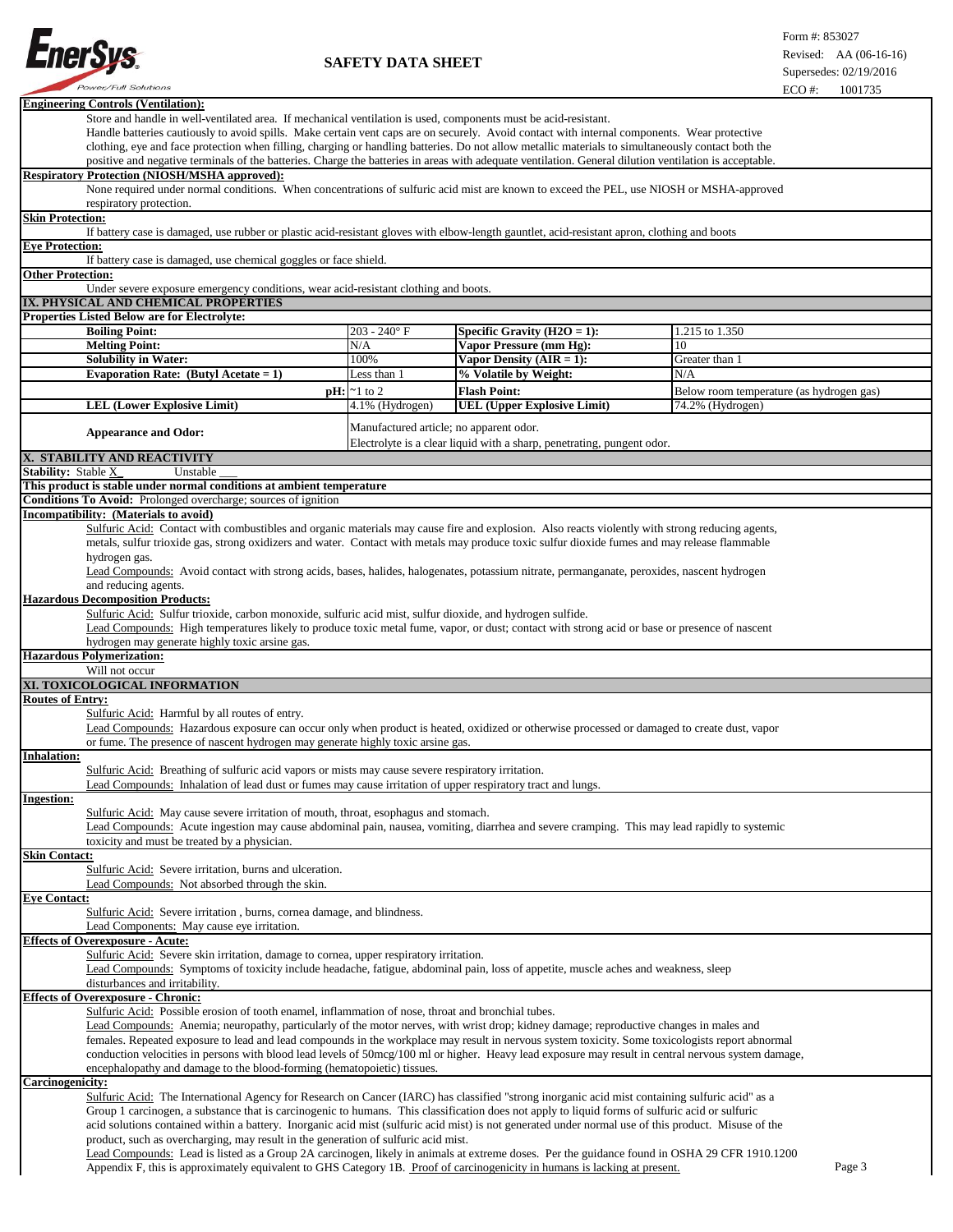**Engineering Controls (Ventilation):**

Store and handle in well-ventilated area. If mechanical ventilation is used, components must be acid-resistant. Handle batteries cautiously to avoid spills. Make certain vent caps are on securely. Avoid contact with internal components. Wear protective clothing, eye and face protection when filling, charging or handling batteries. Do not allow metallic materials to simultaneously contact both the positive and negative terminals of the batteries. Charge the batteries in areas with adequate ventilation. General dilution ventilation is acceptable.

**Respiratory Protection (NIOSH/MSHA approved):**

None required under normal conditions. When concentrations of sulfuric acid mist are known to exceed the PEL, use NIOSH or MSHA-approved respiratory protection.

**Skin Protection:**

If battery case is damaged, use rubber or plastic acid-resistant gloves with elbow-length gauntlet, acid-resistant apron, clothing and boots

**Eye Protection:**

If battery case is damaged, use chemical goggles or face shield.

**Other Protection:**

Under severe exposure emergency conditions, wear acid-resistant clothing and boots.

## IX. PHYSICAL AND CHEMICAL PROPERTIES

**Properties Listed Below are for Electrolyte:**

| Property | Value | Property | Value |
|---|---|---|---|
| **Boiling Point:** | 203 - 240° F | **Specific Gravity (H2O = 1):** | 1.215 to 1.350 |
| **Melting Point:** | N/A | **Vapor Pressure (mm Hg):** | 10 |
| **Solubility in Water:** | 100% | **Vapor Density (AIR = 1):** | Greater than 1 |
| **Evaporation Rate: (Butyl Acetate = 1)** | Less than 1 | **% Volatile by Weight:** | N/A |
| **pH:** | ~1 to 2 | **Flash Point:** | Below room temperature (as hydrogen gas) |
| **LEL (Lower Explosive Limit)** | 4.1% (Hydrogen) | **UEL (Upper Explosive Limit)** | 74.2% (Hydrogen) |
| **Appearance and Odor:** | Manufactured article; no apparent odor. Electrolyte is a clear liquid with a sharp, penetrating, pungent odor. | | |

## X. STABILITY AND REACTIVITY

**Stability:** Stable X Unstable ___

**This product is stable under normal conditions at ambient temperature**

**Conditions To Avoid:** Prolonged overcharge; sources of ignition

**Incompatibility: (Materials to avoid)**

Sulfuric Acid: Contact with combustibles and organic materials may cause fire and explosion. Also reacts violently with strong reducing agents, metals, sulfur trioxide gas, strong oxidizers and water. Contact with metals may produce toxic sulfur dioxide fumes and may release flammable hydrogen gas.

Lead Compounds: Avoid contact with strong acids, bases, halides, halogenates, potassium nitrate, permanganate, peroxides, nascent hydrogen and reducing agents.

**Hazardous Decomposition Products:**

Sulfuric Acid: Sulfur trioxide, carbon monoxide, sulfuric acid mist, sulfur dioxide, and hydrogen sulfide.

Lead Compounds: High temperatures likely to produce toxic metal fume, vapor, or dust; contact with strong acid or base or presence of nascent hydrogen may generate highly toxic arsine gas.

**Hazardous Polymerization:**

Will not occur

## XI. TOXICOLOGICAL INFORMATION

**Routes of Entry:**

Sulfuric Acid: Harmful by all routes of entry.

Lead Compounds: Hazardous exposure can occur only when product is heated, oxidized or otherwise processed or damaged to create dust, vapor or fume. The presence of nascent hydrogen may generate highly toxic arsine gas.

**Inhalation:**

Sulfuric Acid: Breathing of sulfuric acid vapors or mists may cause severe respiratory irritation.

Lead Compounds: Inhalation of lead dust or fumes may cause irritation of upper respiratory tract and lungs.

**Ingestion:**

Sulfuric Acid: May cause severe irritation of mouth, throat, esophagus and stomach.

Lead Compounds: Acute ingestion may cause abdominal pain, nausea, vomiting, diarrhea and severe cramping. This may lead rapidly to systemic toxicity and must be treated by a physician.

**Skin Contact:**

Sulfuric Acid: Severe irritation, burns and ulceration.

Lead Compounds: Not absorbed through the skin.

**Eye Contact:**

Sulfuric Acid: Severe irritation , burns, cornea damage, and blindness.

Lead Components: May cause eye irritation.

**Effects of Overexposure - Acute:**

Sulfuric Acid: Severe skin irritation, damage to cornea, upper respiratory irritation.

Lead Compounds: Symptoms of toxicity include headache, fatigue, abdominal pain, loss of appetite, muscle aches and weakness, sleep disturbances and irritability.

**Effects of Overexposure - Chronic:**

Sulfuric Acid: Possible erosion of tooth enamel, inflammation of nose, throat and bronchial tubes.

Lead Compounds: Anemia; neuropathy, particularly of the motor nerves, with wrist drop; kidney damage; reproductive changes in males and females. Repeated exposure to lead and lead compounds in the workplace may result in nervous system toxicity. Some toxicologists report abnormal conduction velocities in persons with blood lead levels of 50mcg/100 ml or higher. Heavy lead exposure may result in central nervous system damage, encephalopathy and damage to the blood-forming (hematopoietic) tissues.

**Carcinogenicity:**

Sulfuric Acid: The International Agency for Research on Cancer (IARC) has classified "strong inorganic acid mist containing sulfuric acid" as a Group 1 carcinogen, a substance that is carcinogenic to humans. This classification does not apply to liquid forms of sulfuric acid or sulfuric acid solutions contained within a battery. Inorganic acid mist (sulfuric acid mist) is not generated under normal use of this product. Misuse of the product, such as overcharging, may result in the generation of sulfuric acid mist.

Lead Compounds: Lead is listed as a Group 2A carcinogen, likely in animals at extreme doses. Per the guidance found in OSHA 29 CFR 1910.1200 Appendix F, this is approximately equivalent to GHS Category 1B. Proof of carcinogenicity in humans is lacking at present.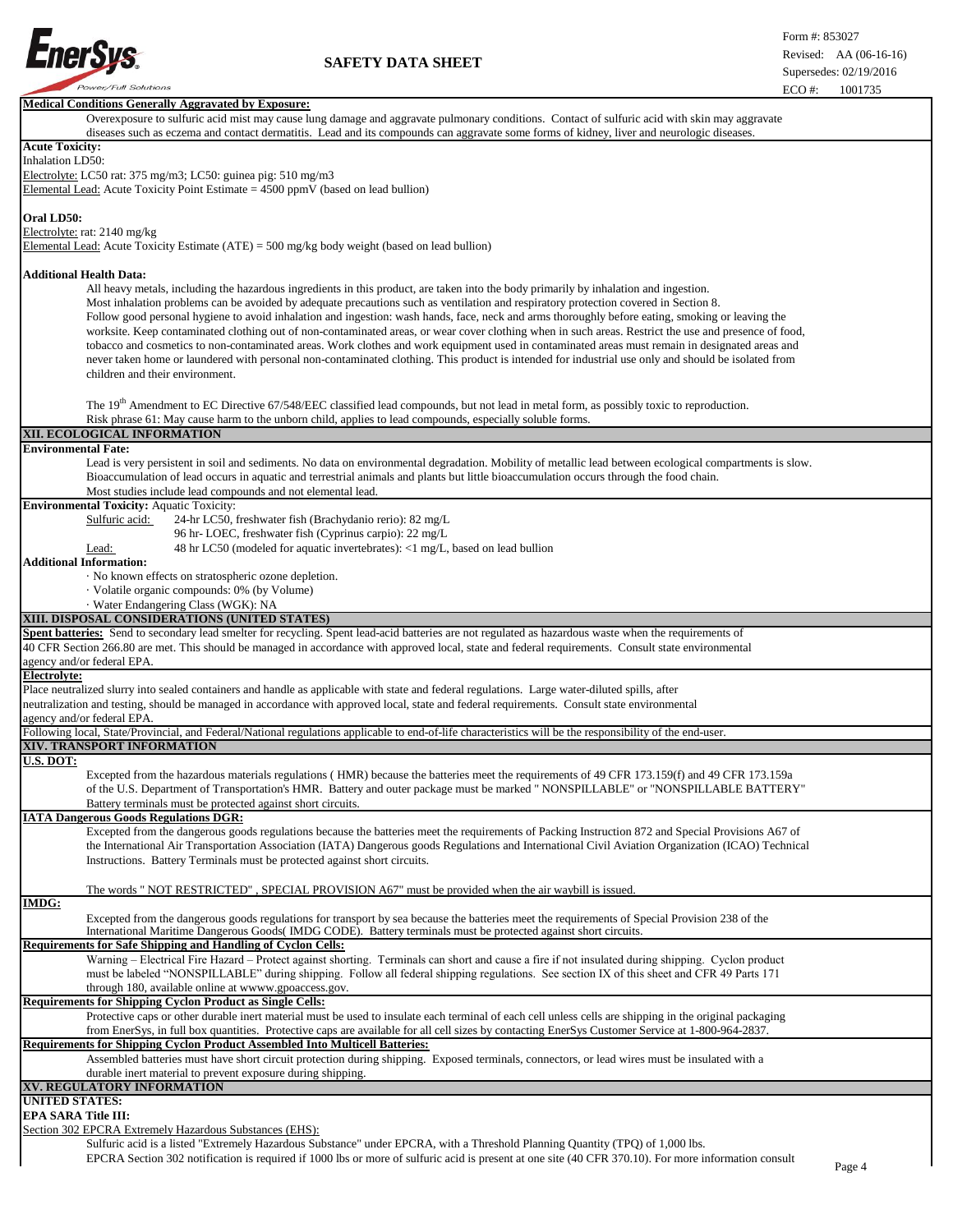**Medical Conditions Generally Aggravated by Exposure:**

Overexposure to sulfuric acid mist may cause lung damage and aggravate pulmonary conditions. Contact of sulfuric acid with skin may aggravate diseases such as eczema and contact dermatitis. Lead and its compounds can aggravate some forms of kidney, liver and neurologic diseases.

**Acute Toxicity:**

Inhalation LD50:

Electrolyte: LC50 rat: 375 mg/m3; LC50: guinea pig: 510 mg/m3

Elemental Lead: Acute Toxicity Point Estimate = 4500 ppmV (based on lead bullion)

**Oral LD50:**

Electrolyte: rat: 2140 mg/kg

Elemental Lead: Acute Toxicity Estimate (ATE) = 500 mg/kg body weight (based on lead bullion)

**Additional Health Data:**

All heavy metals, including the hazardous ingredients in this product, are taken into the body primarily by inhalation and ingestion. Most inhalation problems can be avoided by adequate precautions such as ventilation and respiratory protection covered in Section 8. Follow good personal hygiene to avoid inhalation and ingestion: wash hands, face, neck and arms thoroughly before eating, smoking or leaving the worksite. Keep contaminated clothing out of non-contaminated areas, or wear cover clothing when in such areas. Restrict the use and presence of food, tobacco and cosmetics to non-contaminated areas. Work clothes and work equipment used in contaminated areas must remain in designated areas and never taken home or laundered with personal non-contaminated clothing. This product is intended for industrial use only and should be isolated from children and their environment.

The 19th Amendment to EC Directive 67/548/EEC classified lead compounds, but not lead in metal form, as possibly toxic to reproduction. Risk phrase 61: May cause harm to the unborn child, applies to lead compounds, especially soluble forms.

## XII. ECOLOGICAL INFORMATION

**Environmental Fate:**

Lead is very persistent in soil and sediments. No data on environmental degradation. Mobility of metallic lead between ecological compartments is slow. Bioaccumulation of lead occurs in aquatic and terrestrial animals and plants but little bioaccumulation occurs through the food chain. Most studies include lead compounds and not elemental lead.

**Environmental Toxicity:** Aquatic Toxicity:

Sulfuric acid: 24-hr LC50, freshwater fish (Brachydanio rerio): 82 mg/L
96 hr- LOEC, freshwater fish (Cyprinus carpio): 22 mg/L

Lead: 48 hr LC50 (modeled for aquatic invertebrates): <1 mg/L, based on lead bullion

**Additional Information:**

- No known effects on stratospheric ozone depletion.
- Volatile organic compounds: 0% (by Volume)
- Water Endangering Class (WGK): NA

## XIII. DISPOSAL CONSIDERATIONS (UNITED STATES)

**Spent batteries:** Send to secondary lead smelter for recycling. Spent lead-acid batteries are not regulated as hazardous waste when the requirements of 40 CFR Section 266.80 are met. This should be managed in accordance with approved local, state and federal requirements. Consult state environmental agency and/or federal EPA.

**Electrolyte:**

Place neutralized slurry into sealed containers and handle as applicable with state and federal regulations. Large water-diluted spills, after neutralization and testing, should be managed in accordance with approved local, state and federal requirements. Consult state environmental agency and/or federal EPA.

Following local, State/Provincial, and Federal/National regulations applicable to end-of-life characteristics will be the responsibility of the end-user.

## XIV. TRANSPORT INFORMATION

**U.S. DOT:**

Excepted from the hazardous materials regulations ( HMR) because the batteries meet the requirements of 49 CFR 173.159(f) and 49 CFR 173.159a of the U.S. Department of Transportation's HMR. Battery and outer package must be marked " NONSPILLABLE" or "NONSPILLABLE BATTERY" Battery terminals must be protected against short circuits.

**IATA Dangerous Goods Regulations DGR:**

Excepted from the dangerous goods regulations because the batteries meet the requirements of Packing Instruction 872 and Special Provisions A67 of the International Air Transportation Association (IATA) Dangerous goods Regulations and International Civil Aviation Organization (ICAO) Technical Instructions. Battery Terminals must be protected against short circuits.

The words " NOT RESTRICTED" , SPECIAL PROVISION A67" must be provided when the air waybill is issued.

**IMDG:**

Excepted from the dangerous goods regulations for transport by sea because the batteries meet the requirements of Special Provision 238 of the International Maritime Dangerous Goods( IMDG CODE). Battery terminals must be protected against short circuits.

**Requirements for Safe Shipping and Handling of Cyclon Cells:**

Warning – Electrical Fire Hazard – Protect against shorting. Terminals can short and cause a fire if not insulated during shipping. Cyclon product must be labeled "NONSPILLABLE" during shipping. Follow all federal shipping regulations. See section IX of this sheet and CFR 49 Parts 171 through 180, available online at wwww.gpoaccess.gov.

**Requirements for Shipping Cyclon Product as Single Cells:**

Protective caps or other durable inert material must be used to insulate each terminal of each cell unless cells are shipping in the original packaging from EnerSys, in full box quantities. Protective caps are available for all cell sizes by contacting EnerSys Customer Service at 1-800-964-2837.

**Requirements for Shipping Cyclon Product Assembled Into Multicell Batteries:**

Assembled batteries must have short circuit protection during shipping. Exposed terminals, connectors, or lead wires must be insulated with a durable inert material to prevent exposure during shipping.

## XV. REGULATORY INFORMATION

**UNITED STATES:**

**EPA SARA Title III:**

Section 302 EPCRA Extremely Hazardous Substances (EHS):

Sulfuric acid is a listed "Extremely Hazardous Substance" under EPCRA, with a Threshold Planning Quantity (TPQ) of 1,000 lbs. EPCRA Section 302 notification is required if 1000 lbs or more of sulfuric acid is present at one site (40 CFR 370.10). For more information consult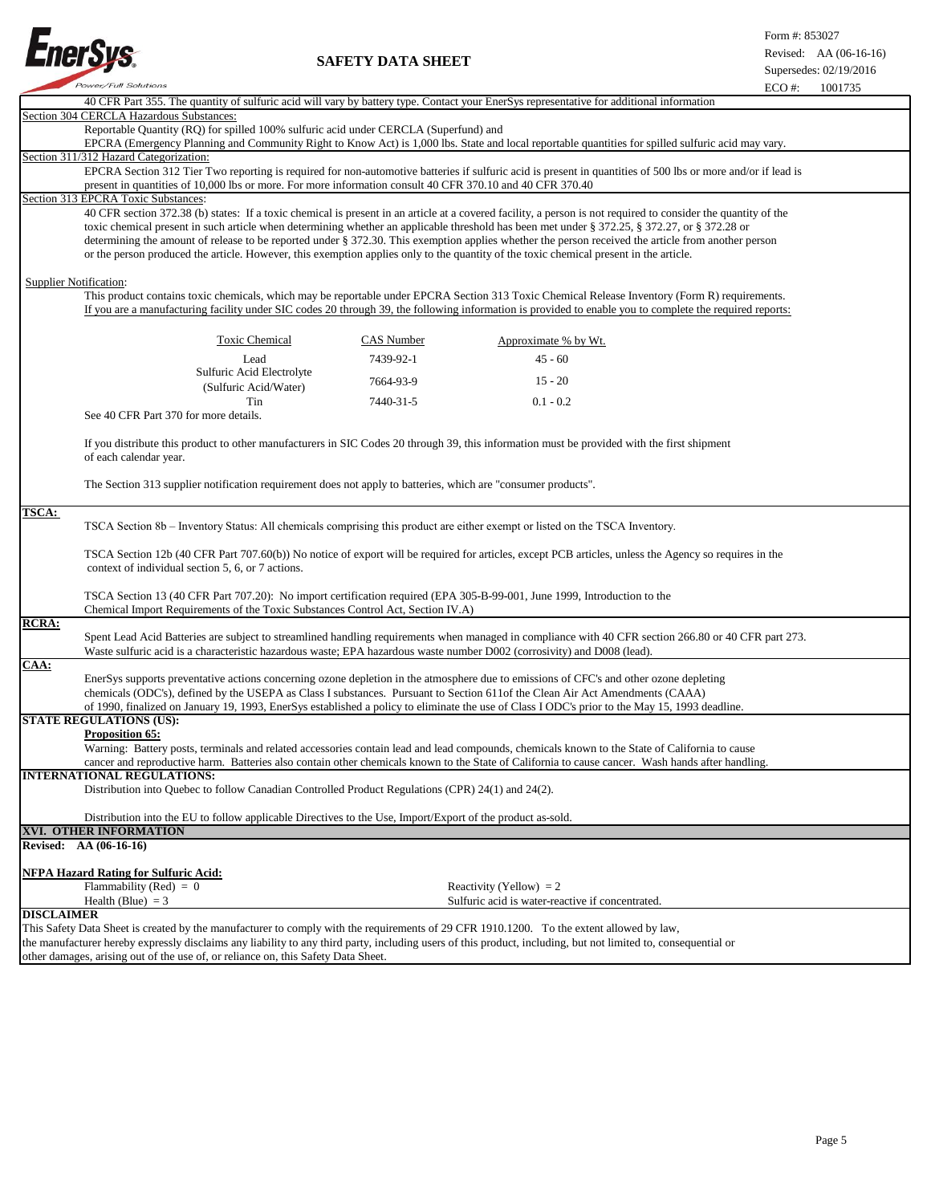40 CFR Part 355. The quantity of sulfuric acid will vary by battery type. Contact your EnerSys representative for additional information

Section 304 CERCLA Hazardous Substances:

Reportable Quantity (RQ) for spilled 100% sulfuric acid under CERCLA (Superfund) and EPCRA (Emergency Planning and Community Right to Know Act) is 1,000 lbs. State and local reportable quantities for spilled sulfuric acid may vary.

Section 311/312 Hazard Categorization:

EPCRA Section 312 Tier Two reporting is required for non-automotive batteries if sulfuric acid is present in quantities of 500 lbs or more and/or if lead is present in quantities of 10,000 lbs or more. For more information consult 40 CFR 370.10 and 40 CFR 370.40

Section 313 EPCRA Toxic Substances:

40 CFR section 372.38 (b) states: If a toxic chemical is present in an article at a covered facility, a person is not required to consider the quantity of the toxic chemical present in such article when determining whether an applicable threshold has been met under § 372.25, § 372.27, or § 372.28 or determining the amount of release to be reported under § 372.30. This exemption applies whether the person received the article from another person or the person produced the article. However, this exemption applies only to the quantity of the toxic chemical present in the article.

Supplier Notification:

This product contains toxic chemicals, which may be reportable under EPCRA Section 313 Toxic Chemical Release Inventory (Form R) requirements. If you are a manufacturing facility under SIC codes 20 through 39, the following information is provided to enable you to complete the required reports:

| Toxic Chemical | CAS Number | Approximate % by Wt. |
|---|---|---|
| Lead | 7439-92-1 | 45 - 60 |
| Sulfuric Acid Electrolyte (Sulfuric Acid/Water) | 7664-93-9 | 15 - 20 |
| Tin | 7440-31-5 | 0.1 - 0.2 |

See 40 CFR Part 370 for more details.

If you distribute this product to other manufacturers in SIC Codes 20 through 39, this information must be provided with the first shipment of each calendar year.

The Section 313 supplier notification requirement does not apply to batteries, which are "consumer products".

**TSCA:**

TSCA Section 8b – Inventory Status: All chemicals comprising this product are either exempt or listed on the TSCA Inventory.

TSCA Section 12b (40 CFR Part 707.60(b)) No notice of export will be required for articles, except PCB articles, unless the Agency so requires in the context of individual section 5, 6, or 7 actions.

TSCA Section 13 (40 CFR Part 707.20): No import certification required (EPA 305-B-99-001, June 1999, Introduction to the Chemical Import Requirements of the Toxic Substances Control Act, Section IV.A)

**RCRA:**

Spent Lead Acid Batteries are subject to streamlined handling requirements when managed in compliance with 40 CFR section 266.80 or 40 CFR part 273. Waste sulfuric acid is a characteristic hazardous waste; EPA hazardous waste number D002 (corrosivity) and D008 (lead).

**CAA:**

EnerSys supports preventative actions concerning ozone depletion in the atmosphere due to emissions of CFC's and other ozone depleting chemicals (ODC's), defined by the USEPA as Class I substances. Pursuant to Section 611of the Clean Air Act Amendments (CAAA) of 1990, finalized on January 19, 1993, EnerSys established a policy to eliminate the use of Class I ODC's prior to the May 15, 1993 deadline.

**STATE REGULATIONS (US):**

**Proposition 65:**

Warning: Battery posts, terminals and related accessories contain lead and lead compounds, chemicals known to the State of California to cause cancer and reproductive harm. Batteries also contain other chemicals known to the State of California to cause cancer. Wash hands after handling.

**INTERNATIONAL REGULATIONS:**

Distribution into Quebec to follow Canadian Controlled Product Regulations (CPR) 24(1) and 24(2).

Distribution into the EU to follow applicable Directives to the Use, Import/Export of the product as-sold.

## XVI. OTHER INFORMATION

**Revised: AA (06-16-16)**

**NFPA Hazard Rating for Sulfuric Acid:**

Flammability (Red) = 0

Health (Blue) = 3

Reactivity (Yellow) = 2

Sulfuric acid is water-reactive if concentrated.

**DISCLAIMER**

This Safety Data Sheet is created by the manufacturer to comply with the requirements of 29 CFR 1910.1200. To the extent allowed by law, the manufacturer hereby expressly disclaims any liability to any third party, including users of this product, including, but not limited to, consequential or other damages, arising out of the use of, or reliance on, this Safety Data Sheet.